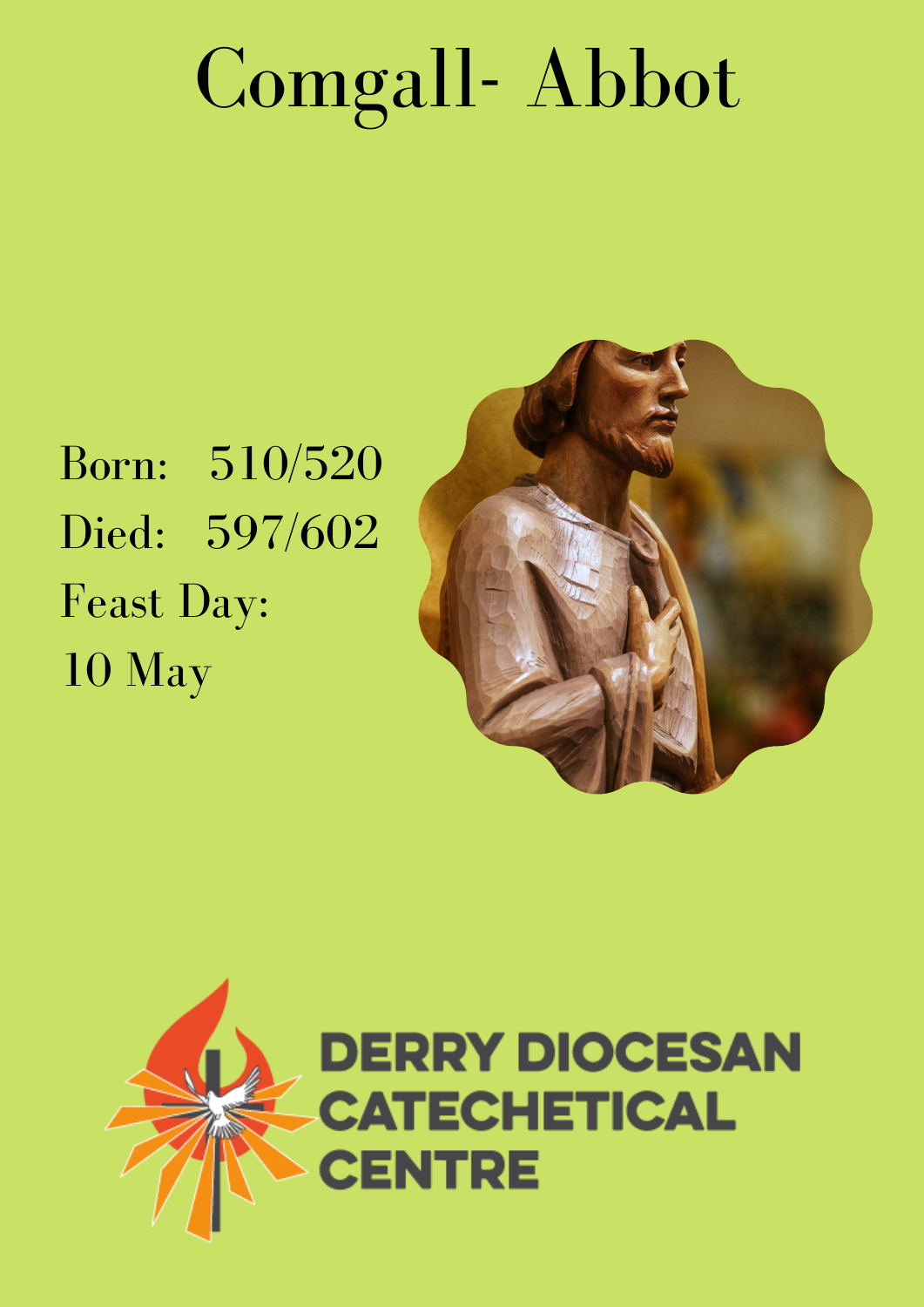# Comgall- Abbot

Born: 510/520

Died: 597/602

Feast Day:

10 May

DERRY DIOCESAN CATECHETICAL CENTRE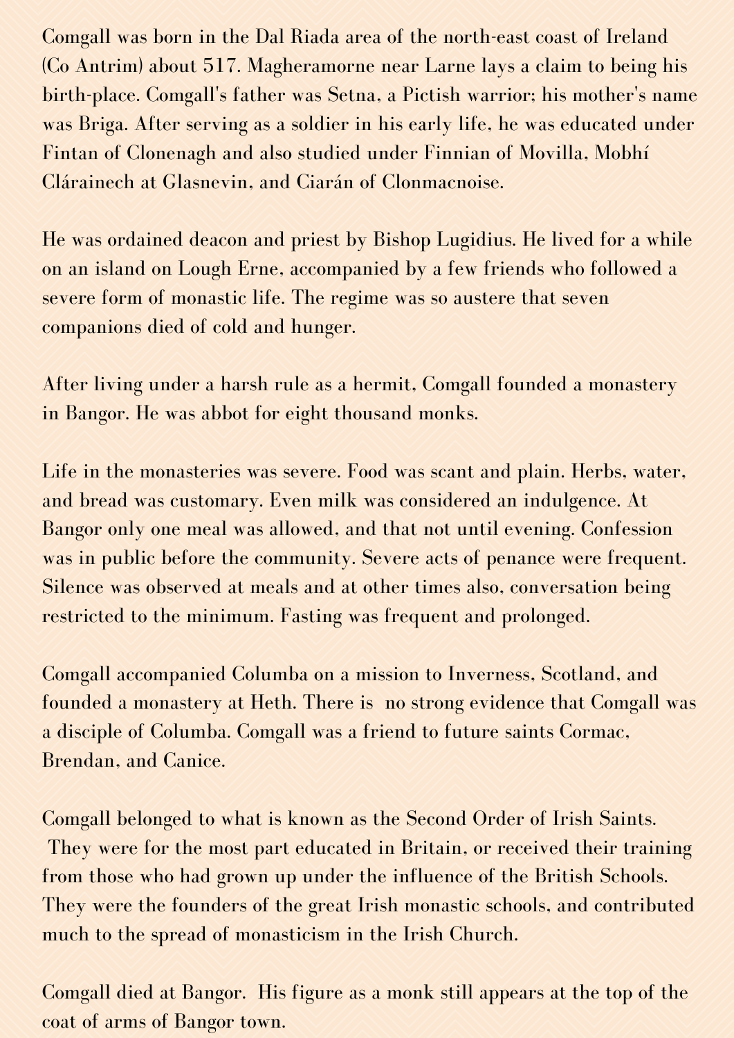Comgall was born in the Dal Riada area of the north-east coast of Ireland (Co Antrim) about 517. Magheramorne near Larne lays a claim to being his birth-place. Comgall's father was Setna, a Pictish warrior; his mother's name was Briga. After serving as a soldier in his early life, he was educated under Fintan of Clonenagh and also studied under Finnian of Movilla, Mobhí Clárainech at Glasnevin, and Ciarán of Clonmacnoise.

He was ordained deacon and priest by Bishop Lugidius. He lived for a while on an island on Lough Erne, accompanied by a few friends who followed a severe form of monastic life. The regime was so austere that seven companions died of cold and hunger.

After living under a harsh rule as a hermit, Comgall founded a monastery in Bangor. He was abbot for eight thousand monks.

Life in the monasteries was severe. Food was scant and plain. Herbs, water, and bread was customary. Even milk was considered an indulgence. At Bangor only one meal was allowed, and that not until evening. Confession was in public before the community. Severe acts of penance were frequent. Silence was observed at meals and at other times also, conversation being restricted to the minimum. Fasting was frequent and prolonged.

Comgall accompanied Columba on a mission to Inverness, Scotland, and founded a monastery at Heth. There is no strong evidence that Comgall was a disciple of Columba. Comgall was a friend to future saints Cormac, Brendan, and Canice.

Comgall belonged to what is known as the Second Order of Irish Saints. They were for the most part educated in Britain, or received their training from those who had grown up under the influence of the British Schools. They were the founders of the great Irish monastic schools, and contributed much to the spread of monasticism in the Irish Church.

Comgall died at Bangor. His figure as a monk still appears at the top of the coat of arms of Bangor town.